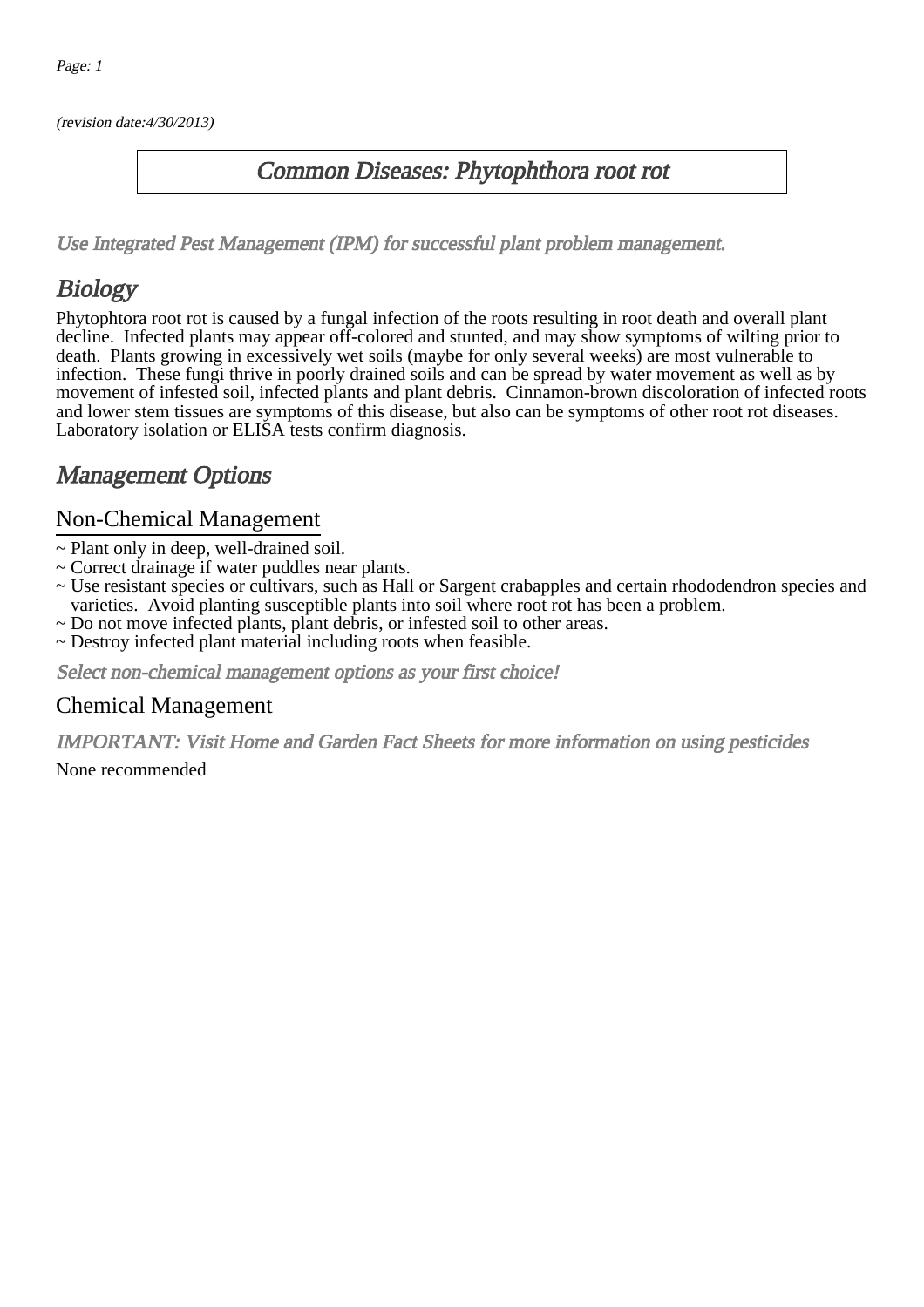*(revision date:4/30/2013)*

# *Common Diseases: Phytophthora root rot*

*Use Integrated Pest Management (IPM) for successful plant problem management.*

## *Biology*

Phytophtora root rot is caused by a fungal infection of the roots resulting in root death and overall plant decline. Infected plants may appear off-colored and stunted, and may show symptoms of wilting prior to death. Plants growing in excessively wet soils (maybe for only several weeks) are most vulnerable to infection. These fungi thrive in poorly drained soils and can be spread by water movement as well as by movement of infested soil, infected plants and plant debris. Cinnamon-brown discoloration of infected roots and lower stem tissues are symptoms of this disease, but also can be symptoms of other root rot diseases. Laboratory isolation or ELISA tests confirm diagnosis.

## *Management Options*

### Non-Chemical Management

~ Plant only in deep, well-drained soil.
~ Correct drainage if water puddles near plants.
~ Use resistant species or cultivars, such as Hall or Sargent crabapples and certain rhododendron species and varieties. Avoid planting susceptible plants into soil where root rot has been a problem.
~ Do not move infected plants, plant debris, or infested soil to other areas.
~ Destroy infected plant material including roots when feasible.

*Select non-chemical management options as your first choice!*

### Chemical Management

*IMPORTANT: Visit Home and Garden Fact Sheets for more information on using pesticides*

None recommended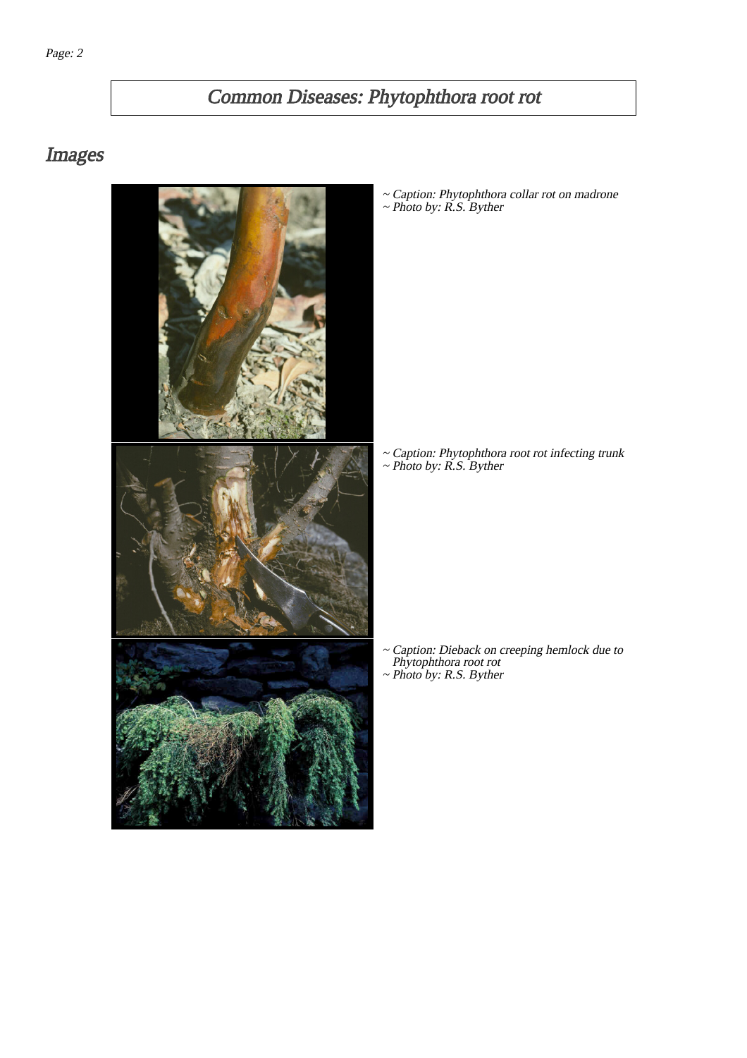# Common Diseases: Phytophthora root rot

## Images

~ Caption: Phytophthora collar rot on madrone
~ Photo by: R.S. Byther

~ Caption: Phytophthora root rot infecting trunk
~ Photo by: R.S. Byther

~ Caption: Dieback on creeping hemlock due to Phytophthora root rot
~ Photo by: R.S. Byther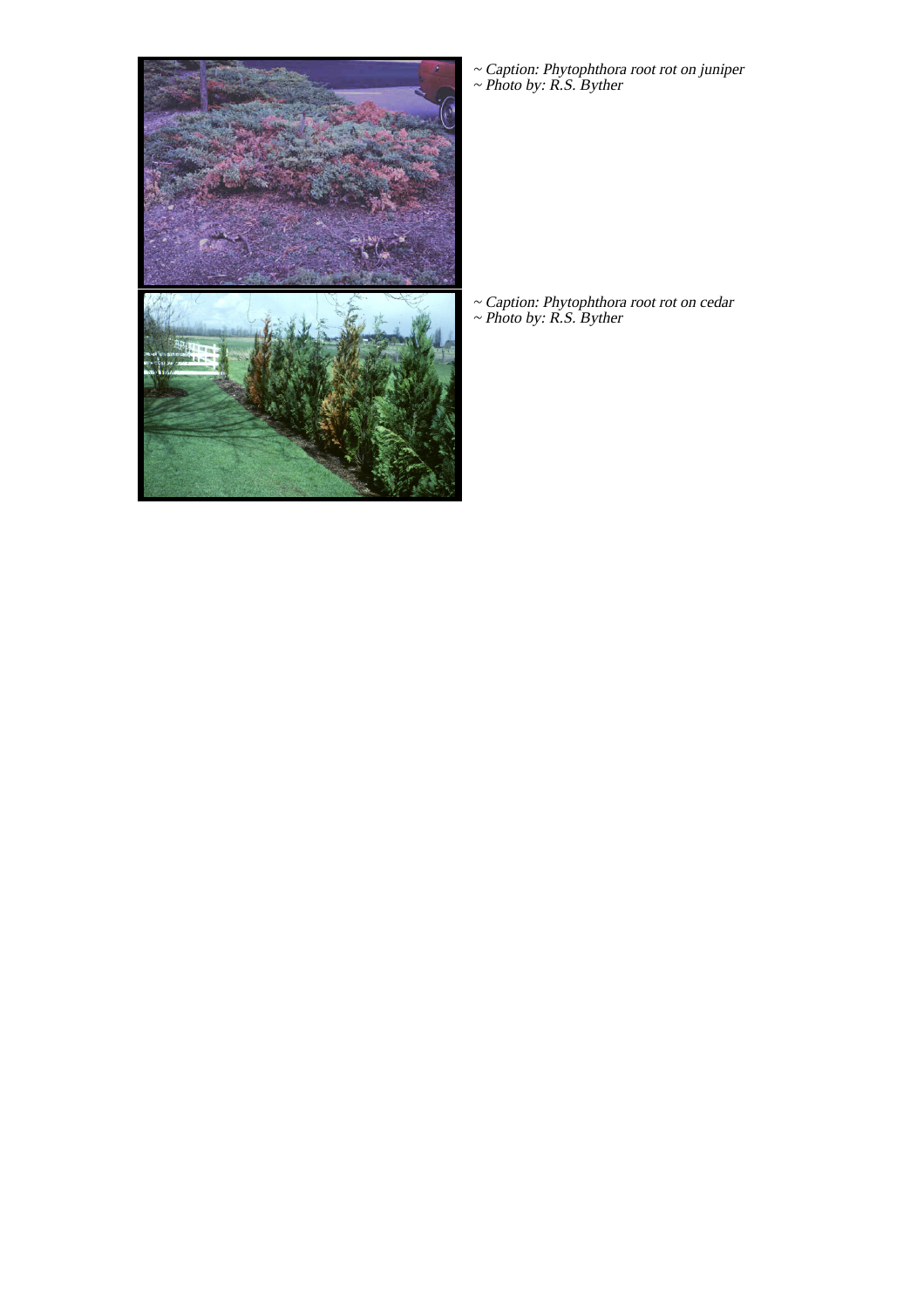~ *Caption: Phytophthora root rot on juniper*
~ *Photo by: R.S. Byther*

~ *Caption: Phytophthora root rot on cedar*
~ *Photo by: R.S. Byther*